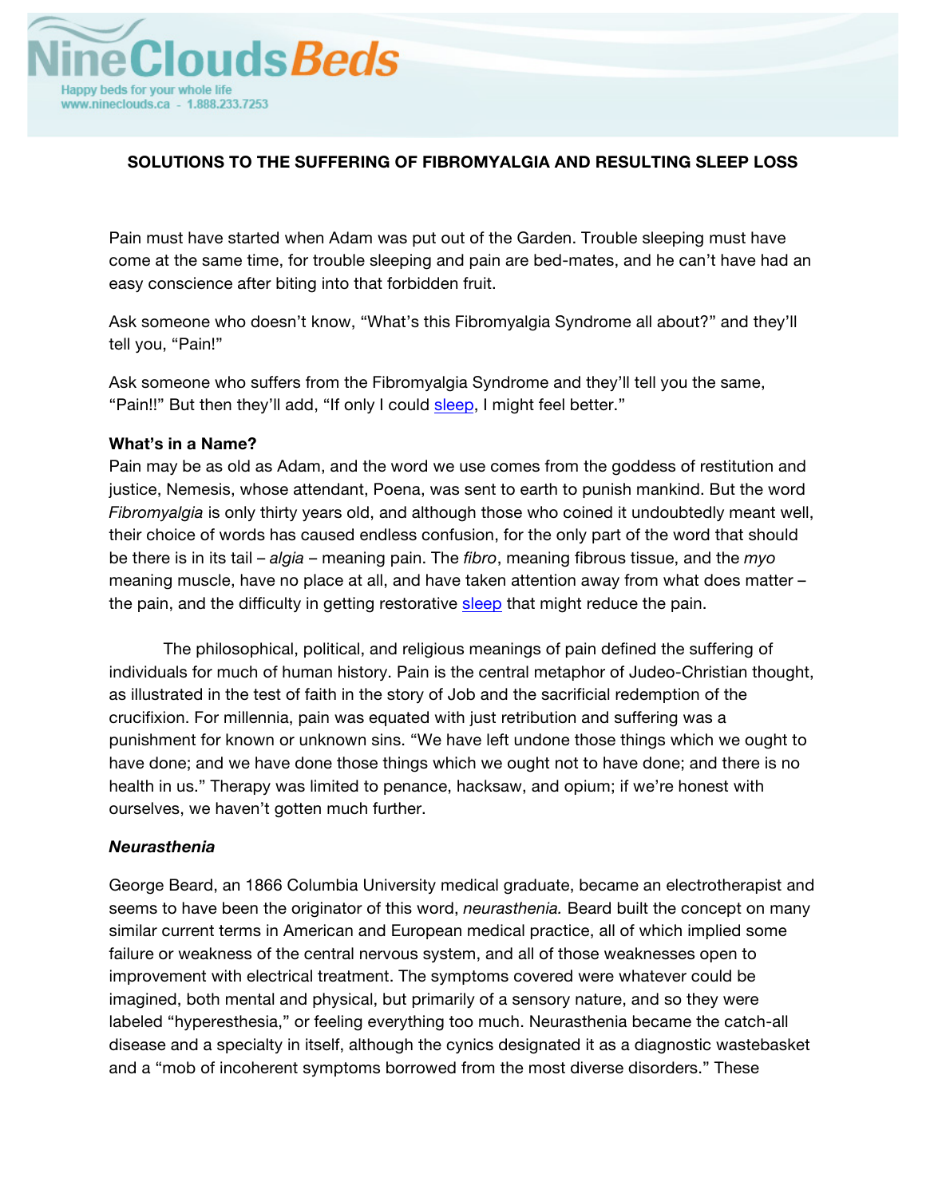NineClouds Beds

Happy beds for your whole life
www.nineclouds.ca - 1.888.233.7253

# SOLUTIONS TO THE SUFFERING OF FIBROMYALGIA AND RESULTING SLEEP LOSS

Pain must have started when Adam was put out of the Garden. Trouble sleeping must have come at the same time, for trouble sleeping and pain are bed-mates, and he can't have had an easy conscience after biting into that forbidden fruit.

Ask someone who doesn't know, "What's this Fibromyalgia Syndrome all about?" and they'll tell you, "Pain!"

Ask someone who suffers from the Fibromyalgia Syndrome and they'll tell you the same, "Pain!!" But then they'll add, "If only I could sleep, I might feel better."

**What's in a Name?**

Pain may be as old as Adam, and the word we use comes from the goddess of restitution and justice, Nemesis, whose attendant, Poena, was sent to earth to punish mankind. But the word *Fibromyalgia* is only thirty years old, and although those who coined it undoubtedly meant well, their choice of words has caused endless confusion, for the only part of the word that should be there is in its tail – *algia* – meaning pain. The *fibro*, meaning fibrous tissue, and the *myo* meaning muscle, have no place at all, and have taken attention away from what does matter – the pain, and the difficulty in getting restorative sleep that might reduce the pain.

The philosophical, political, and religious meanings of pain defined the suffering of individuals for much of human history. Pain is the central metaphor of Judeo-Christian thought, as illustrated in the test of faith in the story of Job and the sacrificial redemption of the crucifixion. For millennia, pain was equated with just retribution and suffering was a punishment for known or unknown sins. "We have left undone those things which we ought to have done; and we have done those things which we ought not to have done; and there is no health in us." Therapy was limited to penance, hacksaw, and opium; if we're honest with ourselves, we haven't gotten much further.

***Neurasthenia***

George Beard, an 1866 Columbia University medical graduate, became an electrotherapist and seems to have been the originator of this word, *neurasthenia.* Beard built the concept on many similar current terms in American and European medical practice, all of which implied some failure or weakness of the central nervous system, and all of those weaknesses open to improvement with electrical treatment. The symptoms covered were whatever could be imagined, both mental and physical, but primarily of a sensory nature, and so they were labeled "hyperesthesia," or feeling everything too much. Neurasthenia became the catch-all disease and a specialty in itself, although the cynics designated it as a diagnostic wastebasket and a "mob of incoherent symptoms borrowed from the most diverse disorders." These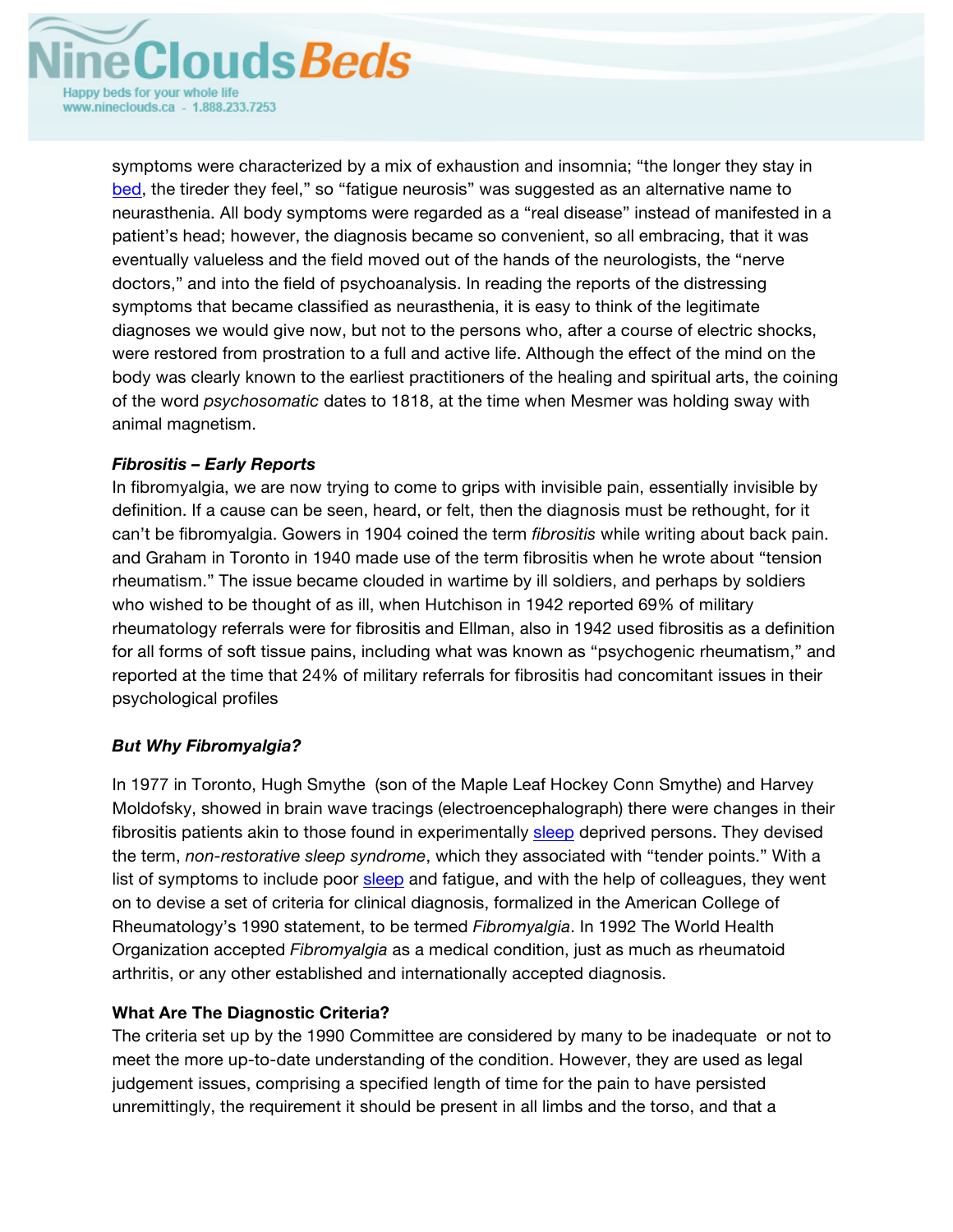symptoms were characterized by a mix of exhaustion and insomnia; "the longer they stay in bed, the tireder they feel," so "fatigue neurosis" was suggested as an alternative name to neurasthenia. All body symptoms were regarded as a "real disease" instead of manifested in a patient's head; however, the diagnosis became so convenient, so all embracing, that it was eventually valueless and the field moved out of the hands of the neurologists, the "nerve doctors," and into the field of psychoanalysis. In reading the reports of the distressing symptoms that became classified as neurasthenia, it is easy to think of the legitimate diagnoses we would give now, but not to the persons who, after a course of electric shocks, were restored from prostration to a full and active life. Although the effect of the mind on the body was clearly known to the earliest practitioners of the healing and spiritual arts, the coining of the word *psychosomatic* dates to 1818, at the time when Mesmer was holding sway with animal magnetism.

***Fibrositis – Early Reports***

In fibromyalgia, we are now trying to come to grips with invisible pain, essentially invisible by definition. If a cause can be seen, heard, or felt, then the diagnosis must be rethought, for it can't be fibromyalgia. Gowers in 1904 coined the term *fibrositis* while writing about back pain. and Graham in Toronto in 1940 made use of the term fibrositis when he wrote about "tension rheumatism." The issue became clouded in wartime by ill soldiers, and perhaps by soldiers who wished to be thought of as ill, when Hutchison in 1942 reported 69% of military rheumatology referrals were for fibrositis and Ellman, also in 1942 used fibrositis as a definition for all forms of soft tissue pains, including what was known as "psychogenic rheumatism," and reported at the time that 24% of military referrals for fibrositis had concomitant issues in their psychological profiles

***But Why Fibromyalgia?***

In 1977 in Toronto, Hugh Smythe (son of the Maple Leaf Hockey Conn Smythe) and Harvey Moldofsky, showed in brain wave tracings (electroencephalograph) there were changes in their fibrositis patients akin to those found in experimentally sleep deprived persons. They devised the term, *non-restorative sleep syndrome*, which they associated with "tender points." With a list of symptoms to include poor sleep and fatigue, and with the help of colleagues, they went on to devise a set of criteria for clinical diagnosis, formalized in the American College of Rheumatology's 1990 statement, to be termed *Fibromyalgia*. In 1992 The World Health Organization accepted *Fibromyalgia* as a medical condition, just as much as rheumatoid arthritis, or any other established and internationally accepted diagnosis.

**What Are The Diagnostic Criteria?**

The criteria set up by the 1990 Committee are considered by many to be inadequate or not to meet the more up-to-date understanding of the condition. However, they are used as legal judgement issues, comprising a specified length of time for the pain to have persisted unremittingly, the requirement it should be present in all limbs and the torso, and that a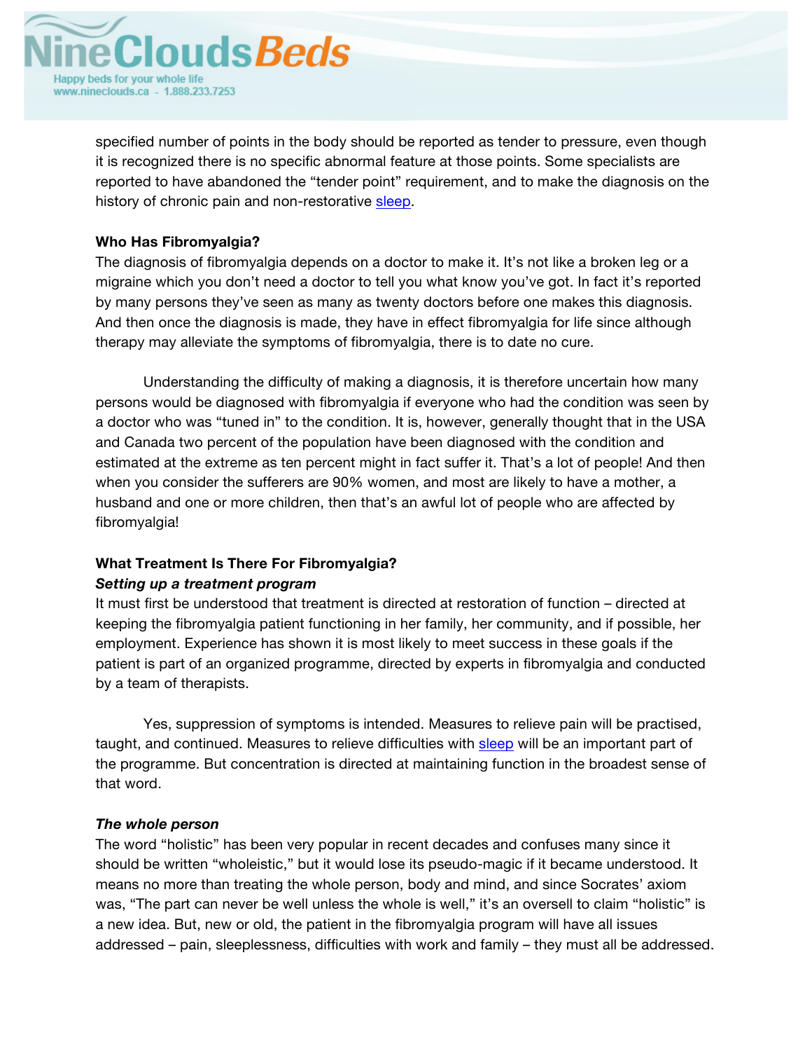specified number of points in the body should be reported as tender to pressure, even though it is recognized there is no specific abnormal feature at those points. Some specialists are reported to have abandoned the "tender point" requirement, and to make the diagnosis on the history of chronic pain and non-restorative sleep.

**Who Has Fibromyalgia?**

The diagnosis of fibromyalgia depends on a doctor to make it. It's not like a broken leg or a migraine which you don't need a doctor to tell you what know you've got. In fact it's reported by many persons they've seen as many as twenty doctors before one makes this diagnosis. And then once the diagnosis is made, they have in effect fibromyalgia for life since although therapy may alleviate the symptoms of fibromyalgia, there is to date no cure.

Understanding the difficulty of making a diagnosis, it is therefore uncertain how many persons would be diagnosed with fibromyalgia if everyone who had the condition was seen by a doctor who was "tuned in" to the condition. It is, however, generally thought that in the USA and Canada two percent of the population have been diagnosed with the condition and estimated at the extreme as ten percent might in fact suffer it. That's a lot of people! And then when you consider the sufferers are 90% women, and most are likely to have a mother, a husband and one or more children, then that's an awful lot of people who are affected by fibromyalgia!

**What Treatment Is There For Fibromyalgia?**

***Setting up a treatment program***

It must first be understood that treatment is directed at restoration of function – directed at keeping the fibromyalgia patient functioning in her family, her community, and if possible, her employment. Experience has shown it is most likely to meet success in these goals if the patient is part of an organized programme, directed by experts in fibromyalgia and conducted by a team of therapists.

Yes, suppression of symptoms is intended. Measures to relieve pain will be practised, taught, and continued. Measures to relieve difficulties with sleep will be an important part of the programme. But concentration is directed at maintaining function in the broadest sense of that word.

***The whole person***

The word "holistic" has been very popular in recent decades and confuses many since it should be written "wholeistic," but it would lose its pseudo-magic if it became understood. It means no more than treating the whole person, body and mind, and since Socrates' axiom was, "The part can never be well unless the whole is well," it's an oversell to claim "holistic" is a new idea. But, new or old, the patient in the fibromyalgia program will have all issues addressed – pain, sleeplessness, difficulties with work and family – they must all be addressed.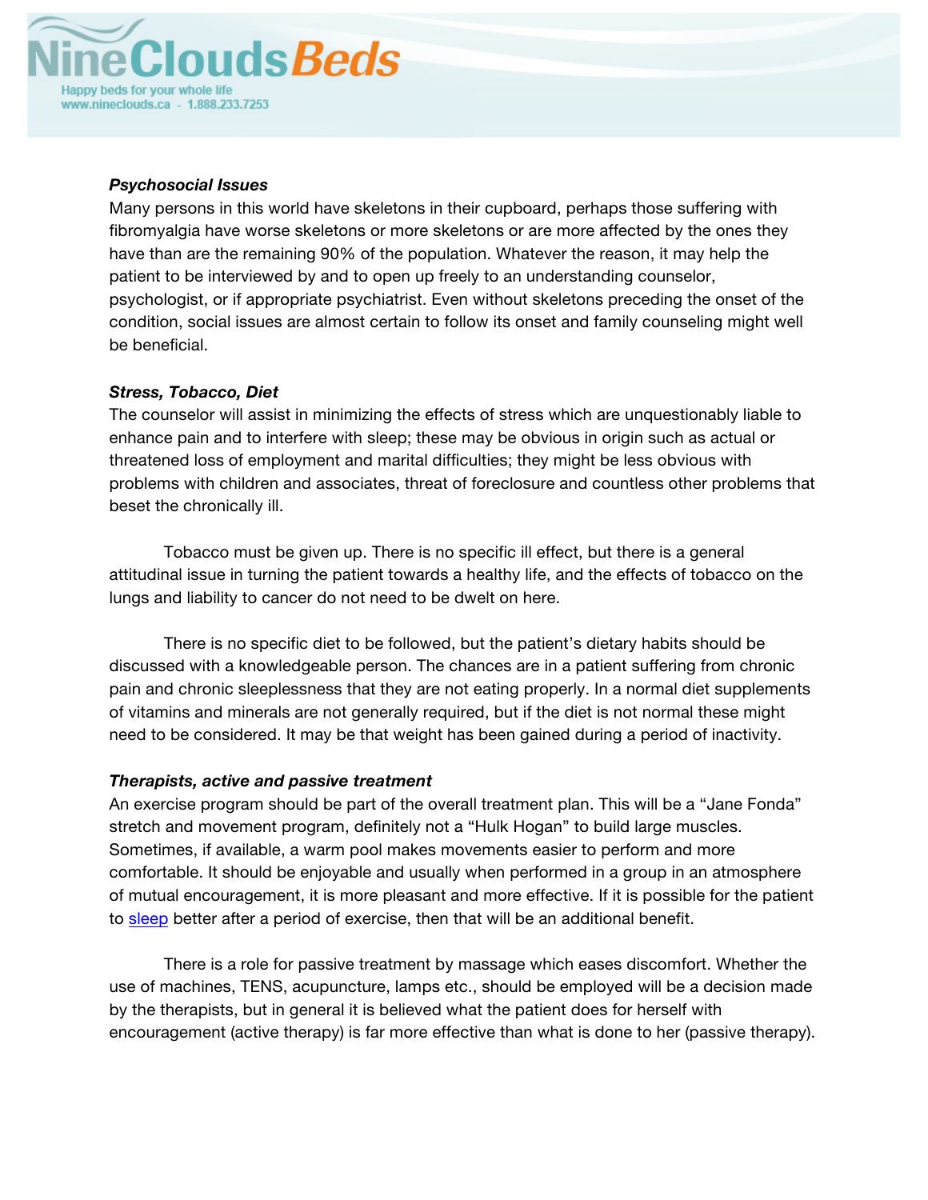***Psychosocial Issues***

Many persons in this world have skeletons in their cupboard, perhaps those suffering with fibromyalgia have worse skeletons or more skeletons or are more affected by the ones they have than are the remaining 90% of the population. Whatever the reason, it may help the patient to be interviewed by and to open up freely to an understanding counselor, psychologist, or if appropriate psychiatrist. Even without skeletons preceding the onset of the condition, social issues are almost certain to follow its onset and family counseling might well be beneficial.

***Stress, Tobacco, Diet***

The counselor will assist in minimizing the effects of stress which are unquestionably liable to enhance pain and to interfere with sleep; these may be obvious in origin such as actual or threatened loss of employment and marital difficulties; they might be less obvious with problems with children and associates, threat of foreclosure and countless other problems that beset the chronically ill.

Tobacco must be given up. There is no specific ill effect, but there is a general attitudinal issue in turning the patient towards a healthy life, and the effects of tobacco on the lungs and liability to cancer do not need to be dwelt on here.

There is no specific diet to be followed, but the patient's dietary habits should be discussed with a knowledgeable person. The chances are in a patient suffering from chronic pain and chronic sleeplessness that they are not eating properly. In a normal diet supplements of vitamins and minerals are not generally required, but if the diet is not normal these might need to be considered. It may be that weight has been gained during a period of inactivity.

***Therapists, active and passive treatment***

An exercise program should be part of the overall treatment plan. This will be a "Jane Fonda" stretch and movement program, definitely not a "Hulk Hogan" to build large muscles. Sometimes, if available, a warm pool makes movements easier to perform and more comfortable. It should be enjoyable and usually when performed in a group in an atmosphere of mutual encouragement, it is more pleasant and more effective. If it is possible for the patient to sleep better after a period of exercise, then that will be an additional benefit.

There is a role for passive treatment by massage which eases discomfort. Whether the use of machines, TENS, acupuncture, lamps etc., should be employed will be a decision made by the therapists, but in general it is believed what the patient does for herself with encouragement (active therapy) is far more effective than what is done to her (passive therapy).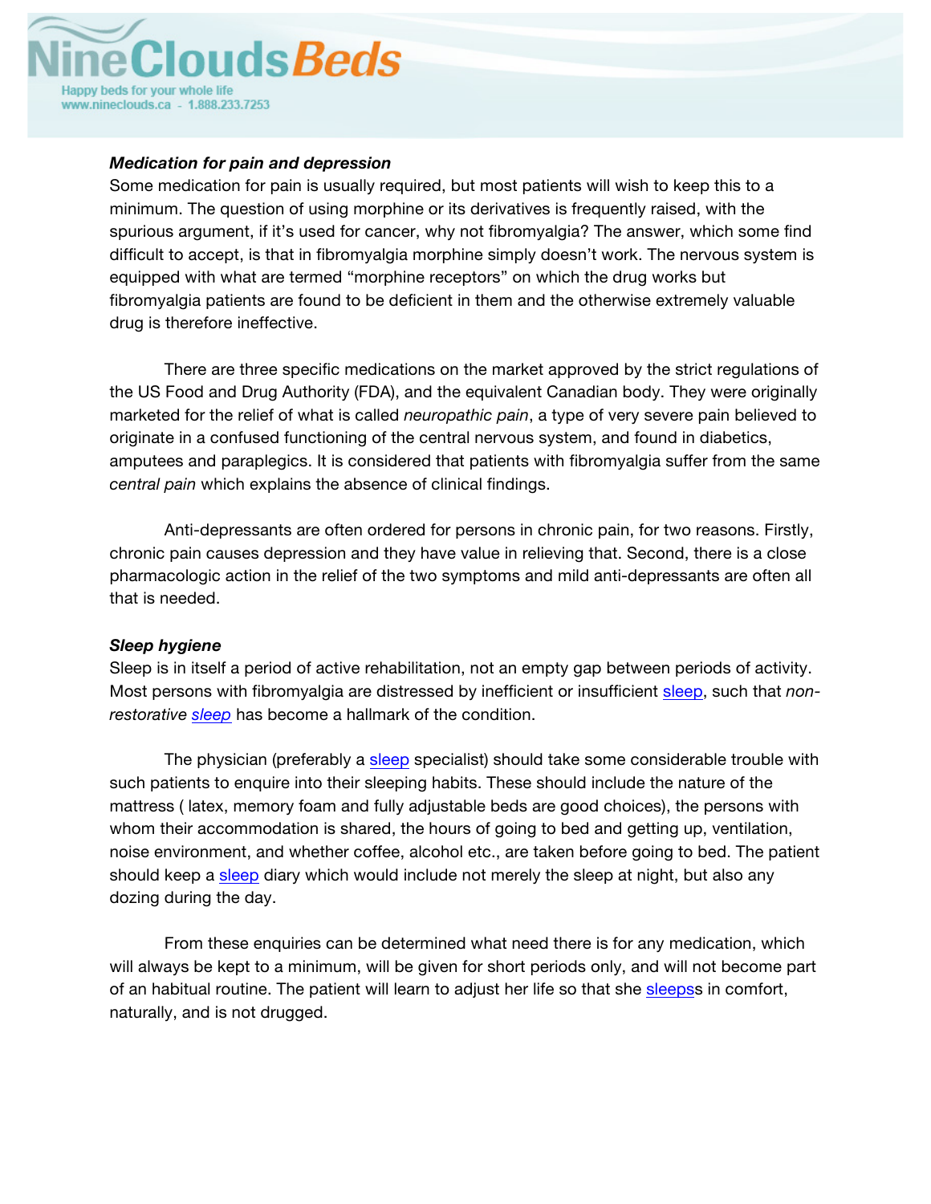***Medication for pain and depression***

Some medication for pain is usually required, but most patients will wish to keep this to a minimum. The question of using morphine or its derivatives is frequently raised, with the spurious argument, if it's used for cancer, why not fibromyalgia? The answer, which some find difficult to accept, is that in fibromyalgia morphine simply doesn't work. The nervous system is equipped with what are termed "morphine receptors" on which the drug works but fibromyalgia patients are found to be deficient in them and the otherwise extremely valuable drug is therefore ineffective.

There are three specific medications on the market approved by the strict regulations of the US Food and Drug Authority (FDA), and the equivalent Canadian body. They were originally marketed for the relief of what is called *neuropathic pain*, a type of very severe pain believed to originate in a confused functioning of the central nervous system, and found in diabetics, amputees and paraplegics. It is considered that patients with fibromyalgia suffer from the same *central pain* which explains the absence of clinical findings.

Anti-depressants are often ordered for persons in chronic pain, for two reasons. Firstly, chronic pain causes depression and they have value in relieving that. Second, there is a close pharmacologic action in the relief of the two symptoms and mild anti-depressants are often all that is needed.

***Sleep hygiene***

Sleep is in itself a period of active rehabilitation, not an empty gap between periods of activity. Most persons with fibromyalgia are distressed by inefficient or insufficient sleep, such that *non-restorative sleep* has become a hallmark of the condition.

The physician (preferably a sleep specialist) should take some considerable trouble with such patients to enquire into their sleeping habits. These should include the nature of the mattress ( latex, memory foam and fully adjustable beds are good choices), the persons with whom their accommodation is shared, the hours of going to bed and getting up, ventilation, noise environment, and whether coffee, alcohol etc., are taken before going to bed. The patient should keep a sleep diary which would include not merely the sleep at night, but also any dozing during the day.

From these enquiries can be determined what need there is for any medication, which will always be kept to a minimum, will be given for short periods only, and will not become part of an habitual routine. The patient will learn to adjust her life so that she sleepss in comfort, naturally, and is not drugged.